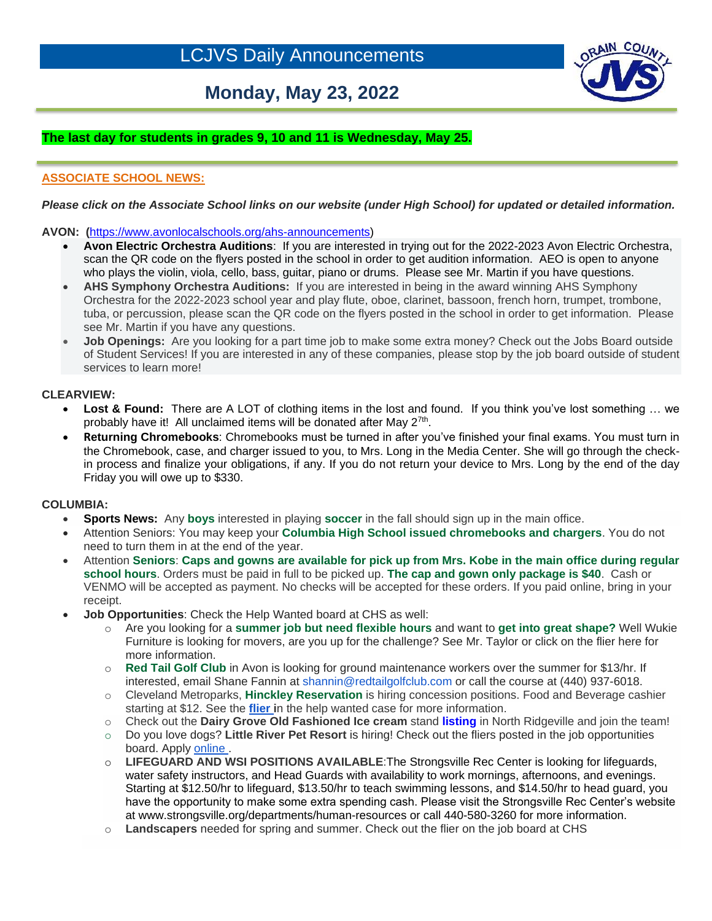# LCJVS Daily Announcements

## Monday, May 23, 2022

**The last day for students in grades 9, 10 and 11 is Wednesday, May 25.**

**ASSOCIATE SCHOOL NEWS:**

***Please click on the Associate School links on our website (under High School) for updated or detailed information.***

**AVON: (**https://www.avonlocalschools.org/ahs-announcements)

- **Avon Electric Orchestra Auditions**: If you are interested in trying out for the 2022-2023 Avon Electric Orchestra, scan the QR code on the flyers posted in the school in order to get audition information. AEO is open to anyone who plays the violin, viola, cello, bass, guitar, piano or drums. Please see Mr. Martin if you have questions.
- **AHS Symphony Orchestra Auditions:** If you are interested in being in the award winning AHS Symphony Orchestra for the 2022-2023 school year and play flute, oboe, clarinet, bassoon, french horn, trumpet, trombone, tuba, or percussion, please scan the QR code on the flyers posted in the school in order to get information. Please see Mr. Martin if you have any questions.
- **Job Openings:** Are you looking for a part time job to make some extra money? Check out the Jobs Board outside of Student Services! If you are interested in any of these companies, please stop by the job board outside of student services to learn more!

**CLEARVIEW:**

- **Lost & Found:** There are A LOT of clothing items in the lost and found. If you think you've lost something … we probably have it! All unclaimed items will be donated after May 2[7th].
- **Returning Chromebooks**: Chromebooks must be turned in after you've finished your final exams. You must turn in the Chromebook, case, and charger issued to you, to Mrs. Long in the Media Center. She will go through the check-in process and finalize your obligations, if any. If you do not return your device to Mrs. Long by the end of the day Friday you will owe up to $330.

**COLUMBIA:**

- **Sports News:** Any **boys** interested in playing **soccer** in the fall should sign up in the main office.
- Attention Seniors: You may keep your **Columbia High School issued chromebooks and chargers**. You do not need to turn them in at the end of the year.
- Attention **Seniors**: **Caps and gowns are available for pick up from Mrs. Kobe in the main office during regular school hours**. Orders must be paid in full to be picked up. **The cap and gown only package is $40**. Cash or VENMO will be accepted as payment. No checks will be accepted for these orders. If you paid online, bring in your receipt.
- **Job Opportunities**: Check the Help Wanted board at CHS as well:
  - Are you looking for a **summer job but need flexible hours** and want to **get into great shape?** Well Wukie Furniture is looking for movers, are you up for the challenge? See Mr. Taylor or click on the flier here for more information.
  - **Red Tail Golf Club** in Avon is looking for ground maintenance workers over the summer for $13/hr. If interested, email Shane Fannin at shannin@redtailgolfclub.com or call the course at (440) 937-6018.
  - Cleveland Metroparks, **Hinckley Reservation** is hiring concession positions. Food and Beverage cashier starting at $12. See the **flier** in the help wanted case for more information.
  - Check out the **Dairy Grove Old Fashioned Ice cream** stand **listing** in North Ridgeville and join the team!
  - Do you love dogs? **Little River Pet Resort** is hiring! Check out the fliers posted in the job opportunities board. Apply online.
  - **LIFEGUARD AND WSI POSITIONS AVAILABLE**:The Strongsville Rec Center is looking for lifeguards, water safety instructors, and Head Guards with availability to work mornings, afternoons, and evenings. Starting at $12.50/hr to lifeguard, $13.50/hr to teach swimming lessons, and $14.50/hr to head guard, you have the opportunity to make some extra spending cash. Please visit the Strongsville Rec Center's website at www.strongsville.org/departments/human-resources or call 440-580-3260 for more information.
  - **Landscapers** needed for spring and summer. Check out the flier on the job board at CHS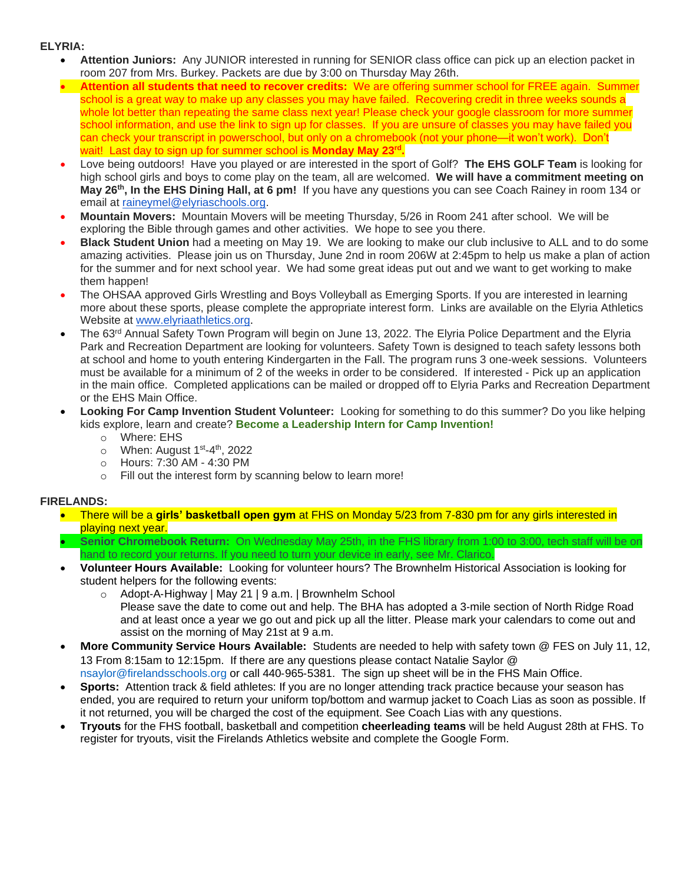**ELYRIA:**

- **Attention Juniors:** Any JUNIOR interested in running for SENIOR class office can pick up an election packet in room 207 from Mrs. Burkey. Packets are due by 3:00 on Thursday May 26th.
- **Attention all students that need to recover credits:** We are offering summer school for FREE again. Summer school is a great way to make up any classes you may have failed. Recovering credit in three weeks sounds a whole lot better than repeating the same class next year! Please check your google classroom for more summer school information, and use the link to sign up for classes. If you are unsure of classes you may have failed you can check your transcript in powerschool, but only on a chromebook (not your phone—it won't work). Don't wait! Last day to sign up for summer school is **Monday May 23rd.**
- Love being outdoors! Have you played or are interested in the sport of Golf? **The EHS GOLF Team** is looking for high school girls and boys to come play on the team, all are welcomed. **We will have a commitment meeting on May 26th, In the EHS Dining Hall, at 6 pm!** If you have any questions you can see Coach Rainey in room 134 or email at raineymel@elyriaschools.org.
- **Mountain Movers:** Mountain Movers will be meeting Thursday, 5/26 in Room 241 after school. We will be exploring the Bible through games and other activities. We hope to see you there.
- **Black Student Union** had a meeting on May 19. We are looking to make our club inclusive to ALL and to do some amazing activities. Please join us on Thursday, June 2nd in room 206W at 2:45pm to help us make a plan of action for the summer and for next school year. We had some great ideas put out and we want to get working to make them happen!
- The OHSAA approved Girls Wrestling and Boys Volleyball as Emerging Sports. If you are interested in learning more about these sports, please complete the appropriate interest form. Links are available on the Elyria Athletics Website at www.elyriaathletics.org.
- The 63rd Annual Safety Town Program will begin on June 13, 2022. The Elyria Police Department and the Elyria Park and Recreation Department are looking for volunteers. Safety Town is designed to teach safety lessons both at school and home to youth entering Kindergarten in the Fall. The program runs 3 one-week sessions. Volunteers must be available for a minimum of 2 of the weeks in order to be considered. If interested - Pick up an application in the main office. Completed applications can be mailed or dropped off to Elyria Parks and Recreation Department or the EHS Main Office.
- **Looking For Camp Invention Student Volunteer:** Looking for something to do this summer? Do you like helping kids explore, learn and create? **Become a Leadership Intern for Camp Invention!**
  - Where: EHS
  - When: August 1st-4th, 2022
  - Hours: 7:30 AM - 4:30 PM
  - Fill out the interest form by scanning below to learn more!

**FIRELANDS:**

- There will be a **girls' basketball open gym** at FHS on Monday 5/23 from 7-830 pm for any girls interested in playing next year.
- **Senior Chromebook Return:** On Wednesday May 25th, in the FHS library from 1:00 to 3:00, tech staff will be on hand to record your returns. If you need to turn your device in early, see Mr. Clarico.
- **Volunteer Hours Available:** Looking for volunteer hours? The Brownhelm Historical Association is looking for student helpers for the following events:
  - Adopt-A-Highway | May 21 | 9 a.m. | Brownhelm School
    Please save the date to come out and help. The BHA has adopted a 3-mile section of North Ridge Road and at least once a year we go out and pick up all the litter. Please mark your calendars to come out and assist on the morning of May 21st at 9 a.m.
- **More Community Service Hours Available:** Students are needed to help with safety town @ FES on July 11, 12, 13 From 8:15am to 12:15pm. If there are any questions please contact Natalie Saylor @ nsaylor@firelandsschools.org or call 440-965-5381. The sign up sheet will be in the FHS Main Office.
- **Sports:** Attention track & field athletes: If you are no longer attending track practice because your season has ended, you are required to return your uniform top/bottom and warmup jacket to Coach Lias as soon as possible. If it not returned, you will be charged the cost of the equipment. See Coach Lias with any questions.
- **Tryouts** for the FHS football, basketball and competition **cheerleading teams** will be held August 28th at FHS. To register for tryouts, visit the Firelands Athletics website and complete the Google Form.